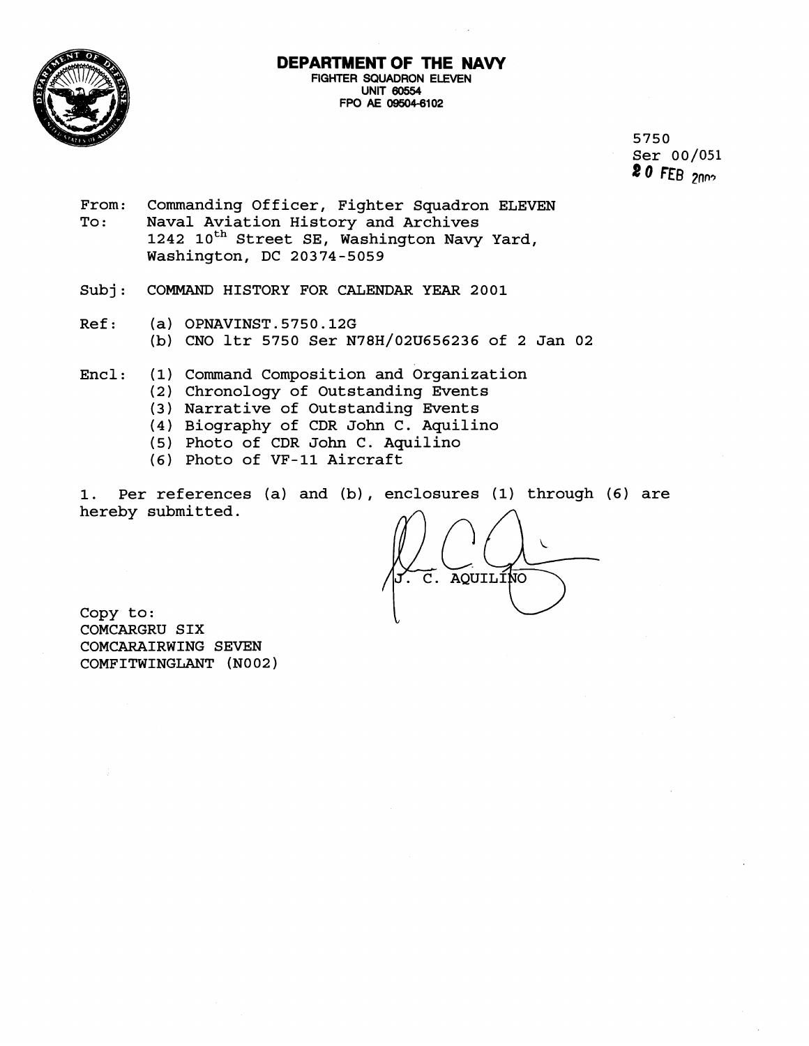# DEPARTMENT OF THE NAVY

FIGHTER SQUADRON ELEVEN
UNIT 60554
FPO AE 09504-6102

5750
Ser 00/051
20 FEB 2002

From: Commanding Officer, Fighter Squadron ELEVEN
To: Naval Aviation History and Archives
1242 10th Street SE, Washington Navy Yard,
Washington, DC 20374-5059

Subj: COMMAND HISTORY FOR CALENDAR YEAR 2001

Ref: (a) OPNAVINST.5750.12G
(b) CNO ltr 5750 Ser N78H/02U656236 of 2 Jan 02

Encl: (1) Command Composition and Organization
(2) Chronology of Outstanding Events
(3) Narrative of Outstanding Events
(4) Biography of CDR John C. Aquilino
(5) Photo of CDR John C. Aquilino
(6) Photo of VF-11 Aircraft

1. Per references (a) and (b), enclosures (1) through (6) are hereby submitted.

J. C. AQUILINO

Copy to:
COMCARGRU SIX
COMCARAIRWING SEVEN
COMFITWINGLANT (N002)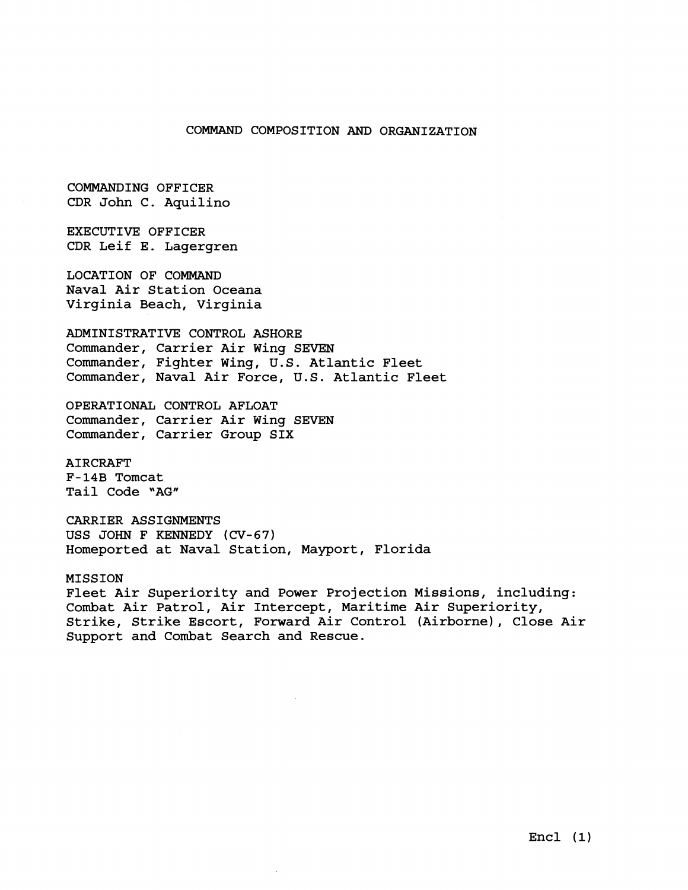# COMMAND COMPOSITION AND ORGANIZATION

COMMANDING OFFICER
CDR John C. Aquilino

EXECUTIVE OFFICER
CDR Leif E. Lagergren

LOCATION OF COMMAND
Naval Air Station Oceana
Virginia Beach, Virginia

ADMINISTRATIVE CONTROL ASHORE
Commander, Carrier Air Wing SEVEN
Commander, Fighter Wing, U.S. Atlantic Fleet
Commander, Naval Air Force, U.S. Atlantic Fleet

OPERATIONAL CONTROL AFLOAT
Commander, Carrier Air Wing SEVEN
Commander, Carrier Group SIX

AIRCRAFT
F-14B Tomcat
Tail Code "AG"

CARRIER ASSIGNMENTS
USS JOHN F KENNEDY (CV-67)
Homeported at Naval Station, Mayport, Florida

MISSION
Fleet Air Superiority and Power Projection Missions, including: Combat Air Patrol, Air Intercept, Maritime Air Superiority, Strike, Strike Escort, Forward Air Control (Airborne), Close Air Support and Combat Search and Rescue.

Encl (1)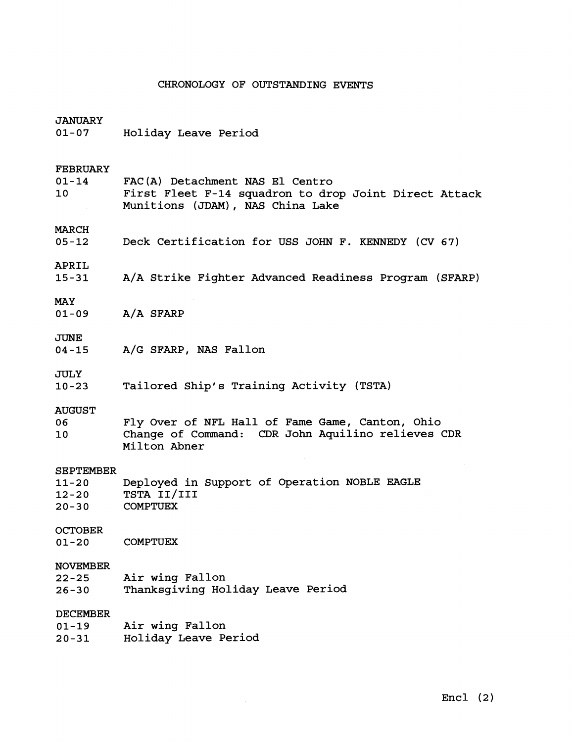# CHRONOLOGY OF OUTSTANDING EVENTS

**JANUARY**

| | |
|---|---|
| 01-07 | Holiday Leave Period |

**FEBRUARY**

| | |
|---|---|
| 01-14 | FAC(A) Detachment NAS El Centro |
| 10 | First Fleet F-14 squadron to drop Joint Direct Attack Munitions (JDAM), NAS China Lake |

**MARCH**

| | |
|---|---|
| 05-12 | Deck Certification for USS JOHN F. KENNEDY (CV 67) |

**APRIL**

| | |
|---|---|
| 15-31 | A/A Strike Fighter Advanced Readiness Program (SFARP) |

**MAY**

| | |
|---|---|
| 01-09 | A/A SFARP |

**JUNE**

| | |
|---|---|
| 04-15 | A/G SFARP, NAS Fallon |

**JULY**

| | |
|---|---|
| 10-23 | Tailored Ship's Training Activity (TSTA) |

**AUGUST**

| | |
|---|---|
| 06 | Fly Over of NFL Hall of Fame Game, Canton, Ohio |
| 10 | Change of Command: CDR John Aquilino relieves CDR Milton Abner |

**SEPTEMBER**

| | |
|---|---|
| 11-20 | Deployed in Support of Operation NOBLE EAGLE |
| 12-20 | TSTA II/III |
| 20-30 | COMPTUEX |

**OCTOBER**

| | |
|---|---|
| 01-20 | COMPTUEX |

**NOVEMBER**

| | |
|---|---|
| 22-25 | Air wing Fallon |
| 26-30 | Thanksgiving Holiday Leave Period |

**DECEMBER**

| | |
|---|---|
| 01-19 | Air wing Fallon |
| 20-31 | Holiday Leave Period |

Encl (2)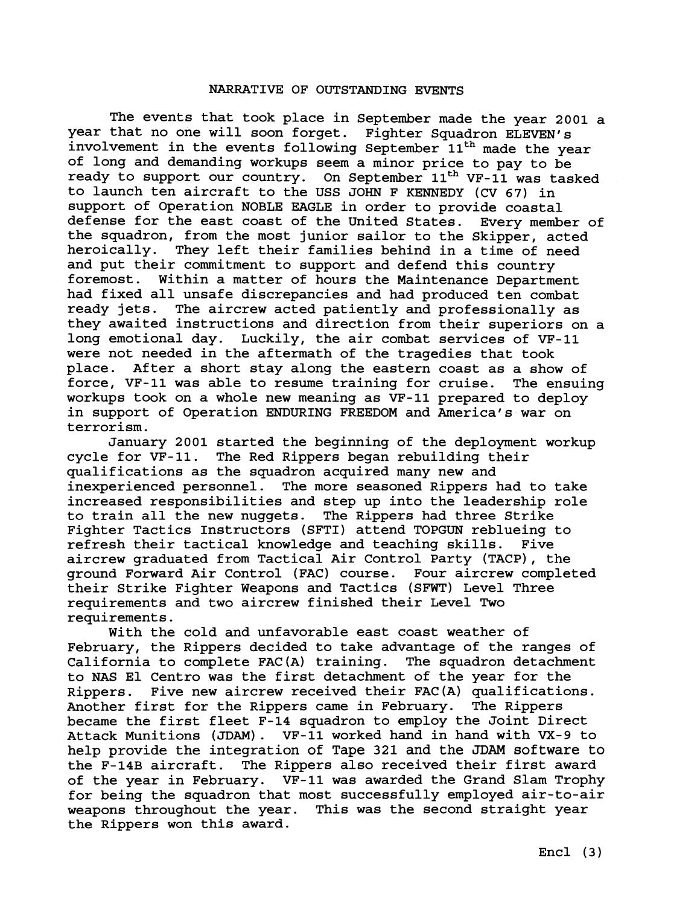## NARRATIVE OF OUTSTANDING EVENTS

The events that took place in September made the year 2001 a year that no one will soon forget. Fighter Squadron ELEVEN's involvement in the events following September 11th made the year of long and demanding workups seem a minor price to pay to be ready to support our country. On September 11th VF-11 was tasked to launch ten aircraft to the USS JOHN F KENNEDY (CV 67) in support of Operation NOBLE EAGLE in order to provide coastal defense for the east coast of the United States. Every member of the squadron, from the most junior sailor to the Skipper, acted heroically. They left their families behind in a time of need and put their commitment to support and defend this country foremost. Within a matter of hours the Maintenance Department had fixed all unsafe discrepancies and had produced ten combat ready jets. The aircrew acted patiently and professionally as they awaited instructions and direction from their superiors on a long emotional day. Luckily, the air combat services of VF-11 were not needed in the aftermath of the tragedies that took place. After a short stay along the eastern coast as a show of force, VF-11 was able to resume training for cruise. The ensuing workups took on a whole new meaning as VF-11 prepared to deploy in support of Operation ENDURING FREEDOM and America's war on terrorism.

January 2001 started the beginning of the deployment workup cycle for VF-11. The Red Rippers began rebuilding their qualifications as the squadron acquired many new and inexperienced personnel. The more seasoned Rippers had to take increased responsibilities and step up into the leadership role to train all the new nuggets. The Rippers had three Strike Fighter Tactics Instructors (SFTI) attend TOPGUN reblueing to refresh their tactical knowledge and teaching skills. Five aircrew graduated from Tactical Air Control Party (TACP), the ground Forward Air Control (FAC) course. Four aircrew completed their Strike Fighter Weapons and Tactics (SFWT) Level Three requirements and two aircrew finished their Level Two requirements.

With the cold and unfavorable east coast weather of February, the Rippers decided to take advantage of the ranges of California to complete FAC(A) training. The squadron detachment to NAS El Centro was the first detachment of the year for the Rippers. Five new aircrew received their FAC(A) qualifications. Another first for the Rippers came in February. The Rippers became the first fleet F-14 squadron to employ the Joint Direct Attack Munitions (JDAM). VF-11 worked hand in hand with VX-9 to help provide the integration of Tape 321 and the JDAM software to the F-14B aircraft. The Rippers also received their first award of the year in February. VF-11 was awarded the Grand Slam Trophy for being the squadron that most successfully employed air-to-air weapons throughout the year. This was the second straight year the Rippers won this award.

Encl (3)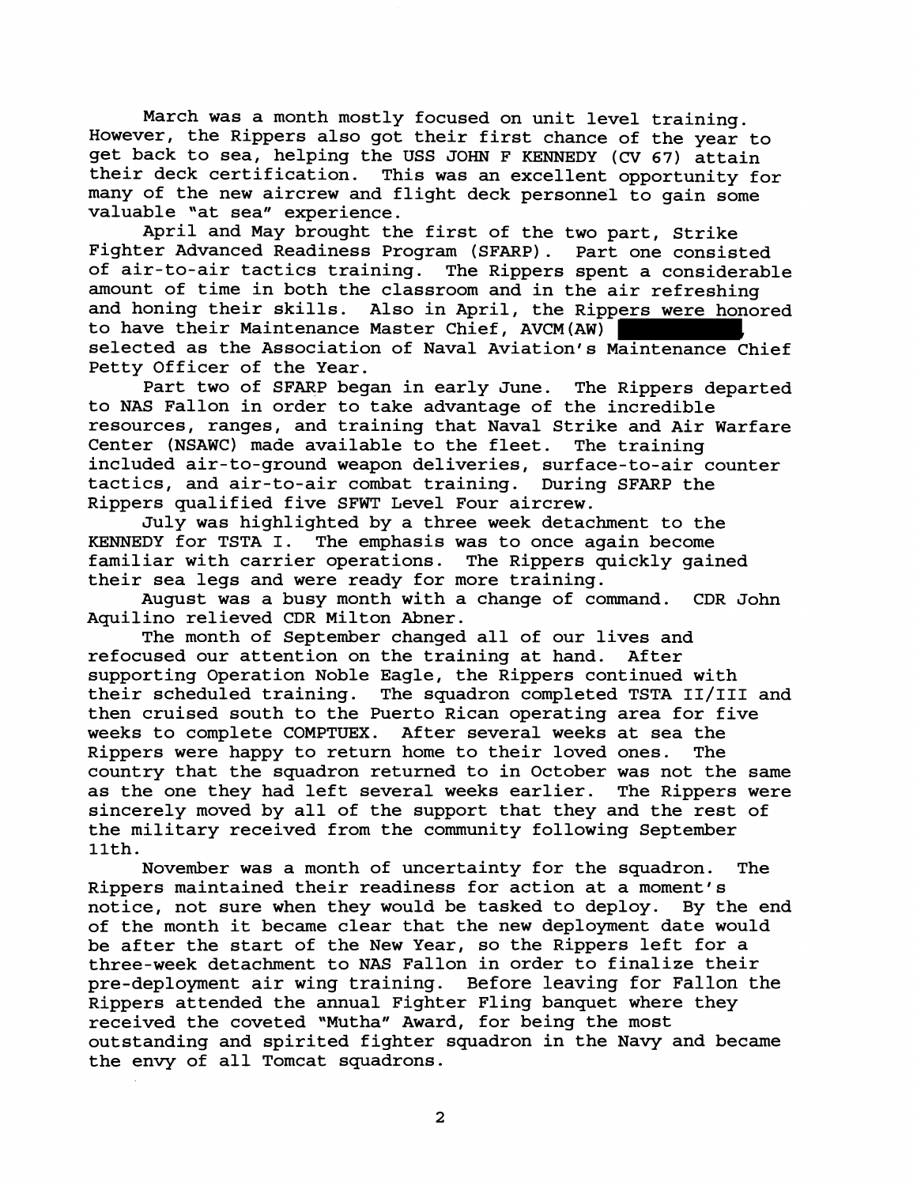March was a month mostly focused on unit level training. However, the Rippers also got their first chance of the year to get back to sea, helping the USS JOHN F KENNEDY (CV 67) attain their deck certification. This was an excellent opportunity for many of the new aircrew and flight deck personnel to gain some valuable "at sea" experience.

April and May brought the first of the two part, Strike Fighter Advanced Readiness Program (SFARP). Part one consisted of air-to-air tactics training. The Rippers spent a considerable amount of time in both the classroom and in the air refreshing and honing their skills. Also in April, the Rippers were honored to have their Maintenance Master Chief, AVCM(AW) , selected as the Association of Naval Aviation's Maintenance Chief Petty Officer of the Year.

Part two of SFARP began in early June. The Rippers departed to NAS Fallon in order to take advantage of the incredible resources, ranges, and training that Naval Strike and Air Warfare Center (NSAWC) made available to the fleet. The training included air-to-ground weapon deliveries, surface-to-air counter tactics, and air-to-air combat training. During SFARP the Rippers qualified five SFWT Level Four aircrew.

July was highlighted by a three week detachment to the KENNEDY for TSTA I. The emphasis was to once again become familiar with carrier operations. The Rippers quickly gained their sea legs and were ready for more training.

August was a busy month with a change of command. CDR John Aquilino relieved CDR Milton Abner.

The month of September changed all of our lives and refocused our attention on the training at hand. After supporting Operation Noble Eagle, the Rippers continued with their scheduled training. The squadron completed TSTA II/III and then cruised south to the Puerto Rican operating area for five weeks to complete COMPTUEX. After several weeks at sea the Rippers were happy to return home to their loved ones. The country that the squadron returned to in October was not the same as the one they had left several weeks earlier. The Rippers were sincerely moved by all of the support that they and the rest of the military received from the community following September 11th.

November was a month of uncertainty for the squadron. The Rippers maintained their readiness for action at a moment's notice, not sure when they would be tasked to deploy. By the end of the month it became clear that the new deployment date would be after the start of the New Year, so the Rippers left for a three-week detachment to NAS Fallon in order to finalize their pre-deployment air wing training. Before leaving for Fallon the Rippers attended the annual Fighter Fling banquet where they received the coveted "Mutha" Award, for being the most outstanding and spirited fighter squadron in the Navy and became the envy of all Tomcat squadrons.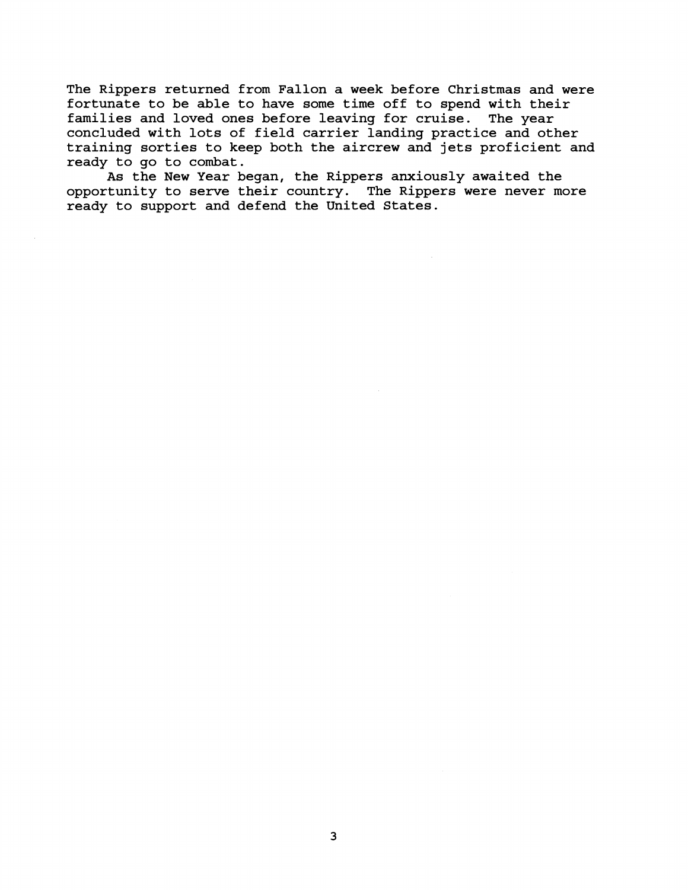The Rippers returned from Fallon a week before Christmas and were fortunate to be able to have some time off to spend with their families and loved ones before leaving for cruise. The year concluded with lots of field carrier landing practice and other training sorties to keep both the aircrew and jets proficient and ready to go to combat.

As the New Year began, the Rippers anxiously awaited the opportunity to serve their country. The Rippers were never more ready to support and defend the United States.